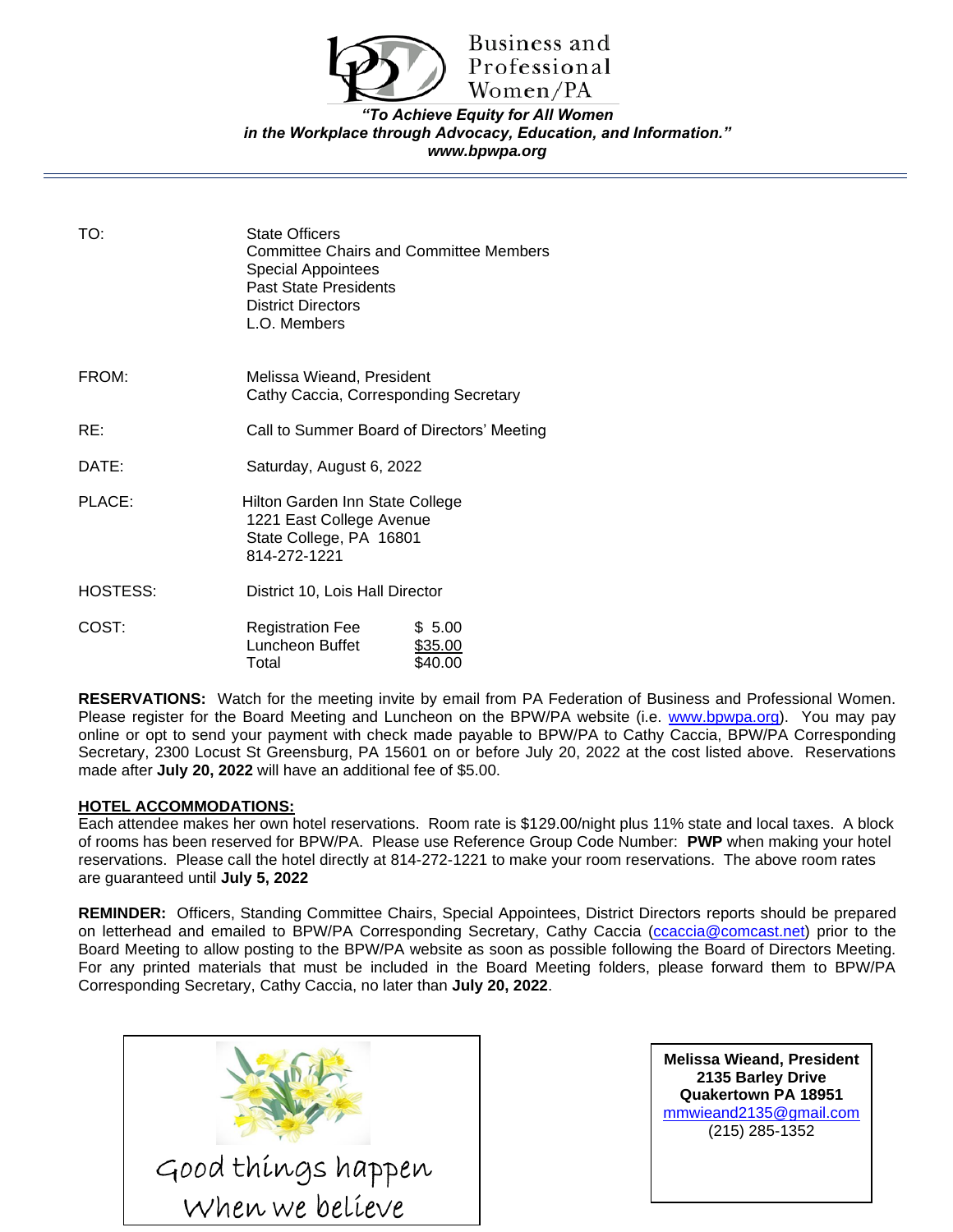# Business and Professional Women/PA

***"To Achieve Equity for All Women in the Workplace through Advocacy, Education, and Information."***

***www.bpwpa.org***

---

| | |
|---|---|
| TO: | State Officers<br>Committee Chairs and Committee Members<br>Special Appointees<br>Past State Presidents<br>District Directors<br>L.O. Members |
| FROM: | Melissa Wieand, President<br>Cathy Caccia, Corresponding Secretary |
| RE: | Call to Summer Board of Directors' Meeting |
| DATE: | Saturday, August 6, 2022 |
| PLACE: | Hilton Garden Inn State College<br>1221 East College Avenue<br>State College, PA 16801<br>814-272-1221 |
| HOSTESS: | District 10, Lois Hall Director |
| COST: | Registration Fee $ 5.00<br>Luncheon Buffet $35.00<br>Total $40.00 |

**RESERVATIONS:** Watch for the meeting invite by email from PA Federation of Business and Professional Women. Please register for the Board Meeting and Luncheon on the BPW/PA website (i.e. www.bpwpa.org). You may pay online or opt to send your payment with check made payable to BPW/PA to Cathy Caccia, BPW/PA Corresponding Secretary, 2300 Locust St Greensburg, PA 15601 on or before July 20, 2022 at the cost listed above. Reservations made after **July 20, 2022** will have an additional fee of $5.00.

**HOTEL ACCOMMODATIONS:**

Each attendee makes her own hotel reservations. Room rate is $129.00/night plus 11% state and local taxes. A block of rooms has been reserved for BPW/PA. Please use Reference Group Code Number: **PWP** when making your hotel reservations. Please call the hotel directly at 814-272-1221 to make your room reservations. The above room rates are guaranteed until **July 5, 2022**

**REMINDER:** Officers, Standing Committee Chairs, Special Appointees, District Directors reports should be prepared on letterhead and emailed to BPW/PA Corresponding Secretary, Cathy Caccia (ccaccia@comcast.net) prior to the Board Meeting to allow posting to the BPW/PA website as soon as possible following the Board of Directors Meeting. For any printed materials that must be included in the Board Meeting folders, please forward them to BPW/PA Corresponding Secretary, Cathy Caccia, no later than **July 20, 2022**.

Good things happen
When we believe

**Melissa Wieand, President**
**2135 Barley Drive**
**Quakertown PA 18951**
mmwieand2135@gmail.com
(215) 285-1352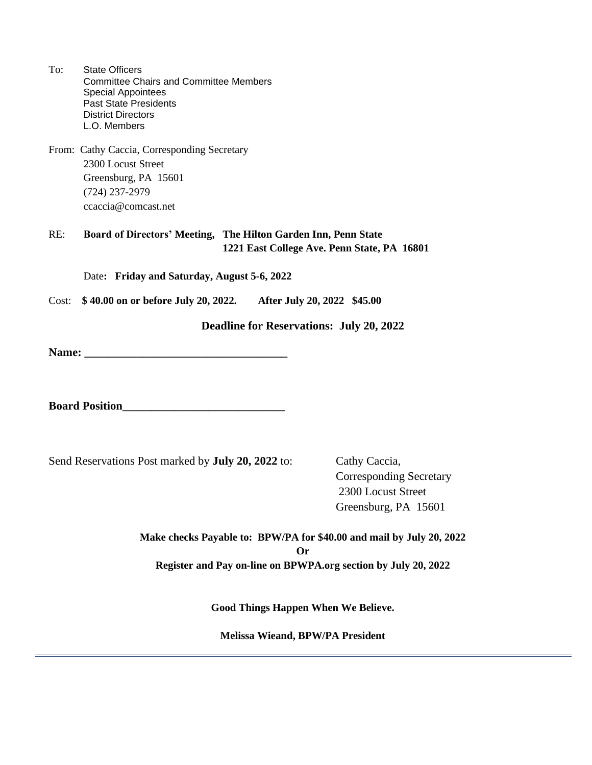To: State Officers
Committee Chairs and Committee Members
Special Appointees
Past State Presidents
District Directors
L.O. Members

From: Cathy Caccia, Corresponding Secretary
2300 Locust Street
Greensburg, PA 15601
(724) 237-2979
ccaccia@comcast.net

RE: **Board of Directors' Meeting, The Hilton Garden Inn, Penn State**
**1221 East College Ave. Penn State, PA 16801**

Date**: Friday and Saturday, August 5-6, 2022**

Cost: **$ 40.00 on or before July 20, 2022. After July 20, 2022 $45.00**

**Deadline for Reservations: July 20, 2022**

**Name: ___________________________________**

**Board Position___________________________**

Send Reservations Post marked by **July 20, 2022** to: Cathy Caccia,
Corresponding Secretary
2300 Locust Street
Greensburg, PA 15601

**Make checks Payable to: BPW/PA for $40.00 and mail by July 20, 2022**

**Or**

**Register and Pay on-line on BPWPA.org section by July 20, 2022**

**Good Things Happen When We Believe.**

**Melissa Wieand, BPW/PA President**